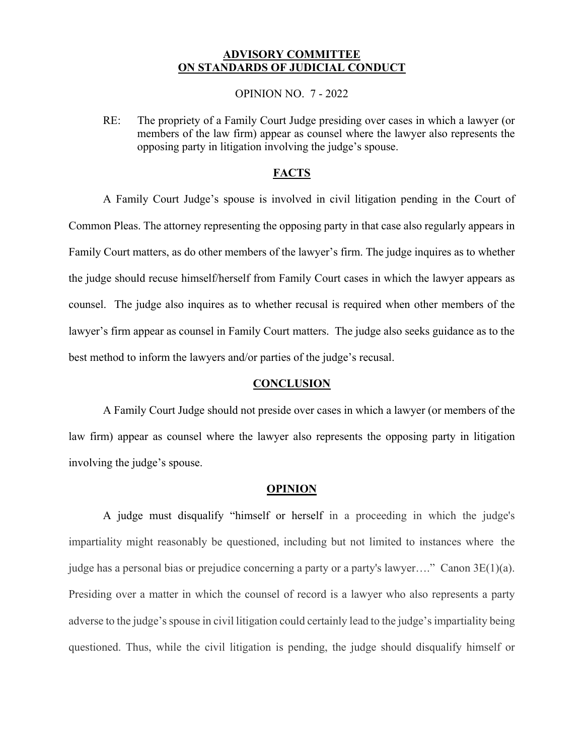**ADVISORY COMMITTEE**
**ON STANDARDS OF JUDICIAL CONDUCT**

OPINION NO. 7 - 2022

RE: The propriety of a Family Court Judge presiding over cases in which a lawyer (or members of the law firm) appear as counsel where the lawyer also represents the opposing party in litigation involving the judge's spouse.

## FACTS

A Family Court Judge's spouse is involved in civil litigation pending in the Court of Common Pleas. The attorney representing the opposing party in that case also regularly appears in Family Court matters, as do other members of the lawyer's firm. The judge inquires as to whether the judge should recuse himself/herself from Family Court cases in which the lawyer appears as counsel. The judge also inquires as to whether recusal is required when other members of the lawyer's firm appear as counsel in Family Court matters. The judge also seeks guidance as to the best method to inform the lawyers and/or parties of the judge's recusal.

## CONCLUSION

A Family Court Judge should not preside over cases in which a lawyer (or members of the law firm) appear as counsel where the lawyer also represents the opposing party in litigation involving the judge's spouse.

## OPINION

A judge must disqualify "himself or herself in a proceeding in which the judge's impartiality might reasonably be questioned, including but not limited to instances where the judge has a personal bias or prejudice concerning a party or a party's lawyer…." Canon 3E(1)(a). Presiding over a matter in which the counsel of record is a lawyer who also represents a party adverse to the judge's spouse in civil litigation could certainly lead to the judge's impartiality being questioned. Thus, while the civil litigation is pending, the judge should disqualify himself or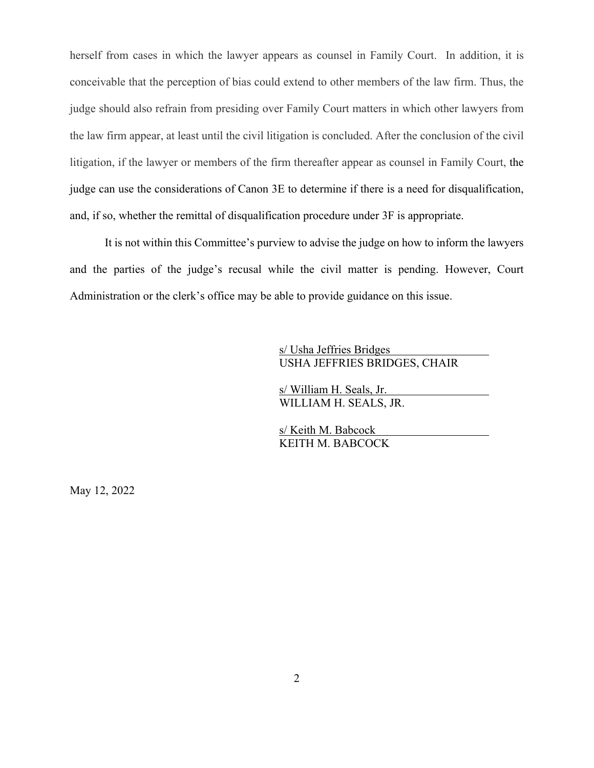herself from cases in which the lawyer appears as counsel in Family Court. In addition, it is conceivable that the perception of bias could extend to other members of the law firm. Thus, the judge should also refrain from presiding over Family Court matters in which other lawyers from the law firm appear, at least until the civil litigation is concluded. After the conclusion of the civil litigation, if the lawyer or members of the firm thereafter appear as counsel in Family Court, the judge can use the considerations of Canon 3E to determine if there is a need for disqualification, and, if so, whether the remittal of disqualification procedure under 3F is appropriate.

It is not within this Committee's purview to advise the judge on how to inform the lawyers and the parties of the judge's recusal while the civil matter is pending. However, Court Administration or the clerk's office may be able to provide guidance on this issue.

s/ Usha Jeffries Bridges
USHA JEFFRIES BRIDGES, CHAIR

s/ William H. Seals, Jr.
WILLIAM H. SEALS, JR.

s/ Keith M. Babcock
KEITH M. BABCOCK

May 12, 2022